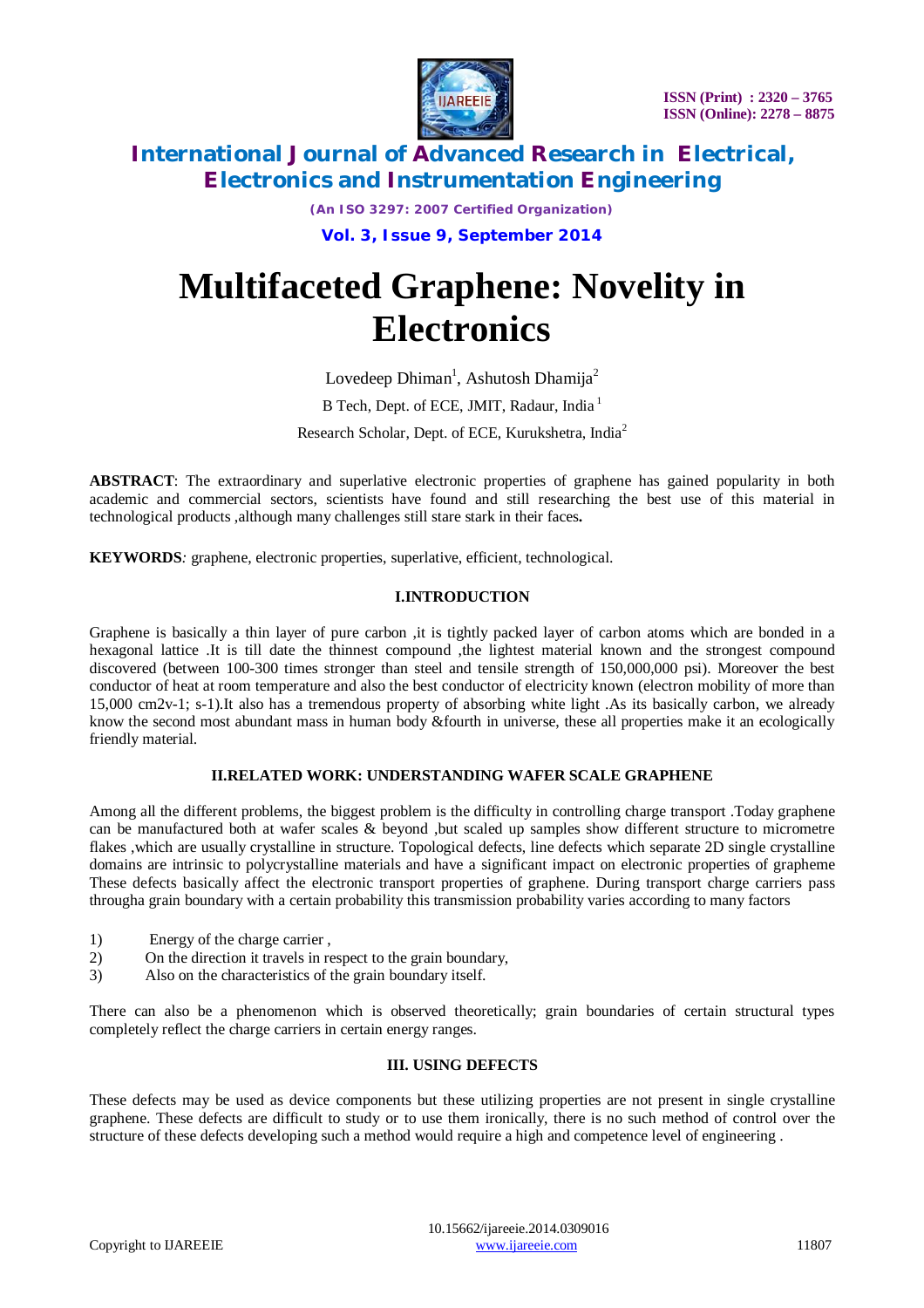# Multifaceted Graphene: Novelity in Electronics

Lovedeep Dhiman[1], Ashutosh Dhamija[2]

B Tech, Dept. of ECE, JMIT, Radaur, India [1]

Research Scholar, Dept. of ECE, Kurukshetra, India[2]

**ABSTRACT**: The extraordinary and superlative electronic properties of graphene has gained popularity in both academic and commercial sectors, scientists have found and still researching the best use of this material in technological products ,although many challenges still stare stark in their faces**.**

**KEYWORDS***:* graphene, electronic properties, superlative, efficient, technological.

## I.INTRODUCTION

Graphene is basically a thin layer of pure carbon ,it is tightly packed layer of carbon atoms which are bonded in a hexagonal lattice .It is till date the thinnest compound ,the lightest material known and the strongest compound discovered (between 100-300 times stronger than steel and tensile strength of 150,000,000 psi). Moreover the best conductor of heat at room temperature and also the best conductor of electricity known (electron mobility of more than 15,000 cm2v-1; s-1).It also has a tremendous property of absorbing white light .As its basically carbon, we already know the second most abundant mass in human body &fourth in universe, these all properties make it an ecologically friendly material.

## II.RELATED WORK: UNDERSTANDING WAFER SCALE GRAPHENE

Among all the different problems, the biggest problem is the difficulty in controlling charge transport .Today graphene can be manufactured both at wafer scales & beyond ,but scaled up samples show different structure to micrometre flakes ,which are usually crystalline in structure. Topological defects, line defects which separate 2D single crystalline domains are intrinsic to polycrystalline materials and have a significant impact on electronic properties of grapheme These defects basically affect the electronic transport properties of graphene. During transport charge carriers pass througha grain boundary with a certain probability this transmission probability varies according to many factors

1) Energy of the charge carrier ,
2) On the direction it travels in respect to the grain boundary,
3) Also on the characteristics of the grain boundary itself.

There can also be a phenomenon which is observed theoretically; grain boundaries of certain structural types completely reflect the charge carriers in certain energy ranges.

## III. USING DEFECTS

These defects may be used as device components but these utilizing properties are not present in single crystalline graphene. These defects are difficult to study or to use them ironically, there is no such method of control over the structure of these defects developing such a method would require a high and competence level of engineering .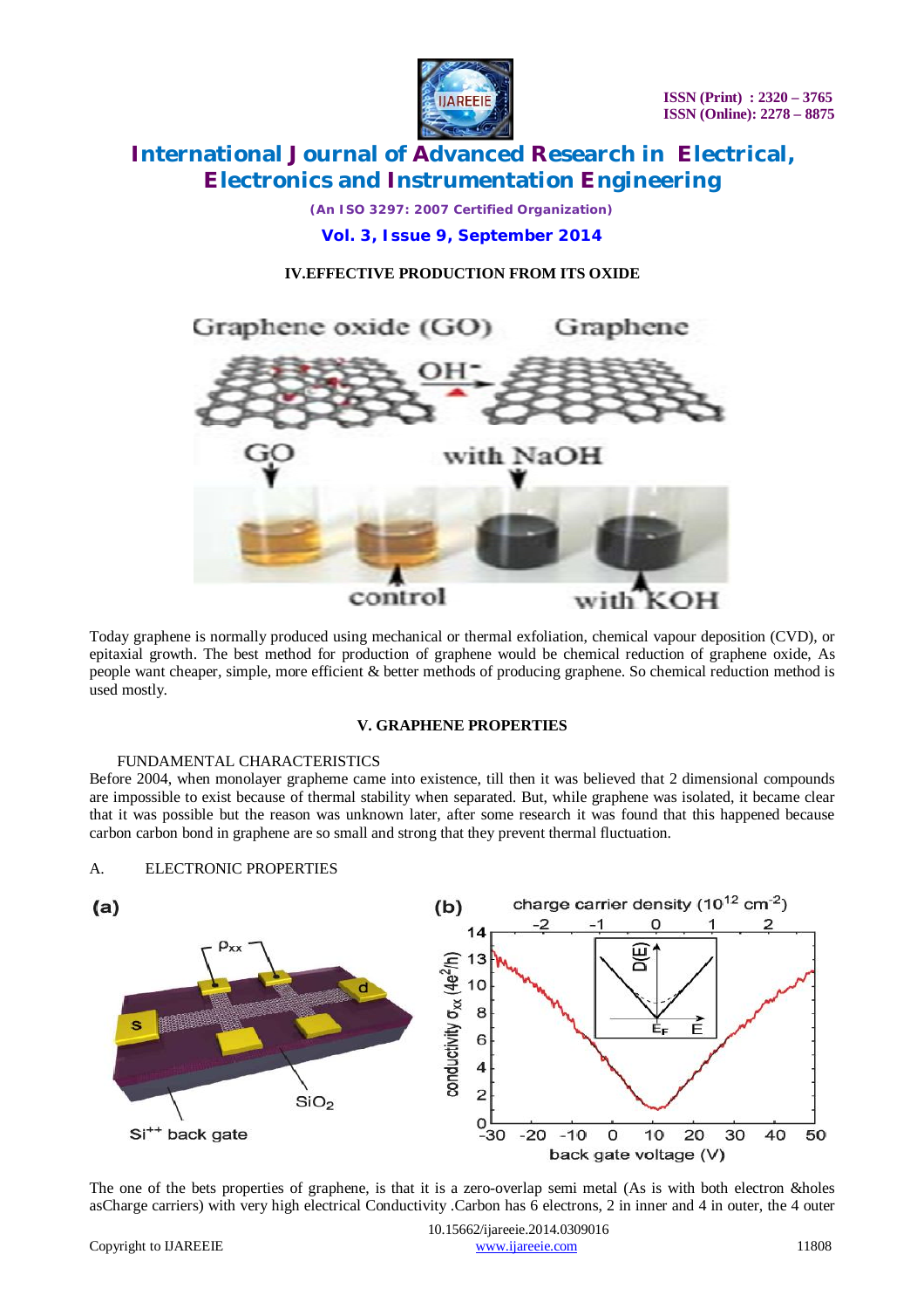## IV.EFFECTIVE PRODUCTION FROM ITS OXIDE

Today graphene is normally produced using mechanical or thermal exfoliation, chemical vapour deposition (CVD), or epitaxial growth. The best method for production of graphene would be chemical reduction of graphene oxide, As people want cheaper, simple, more efficient & better methods of producing graphene. So chemical reduction method is used mostly.

## V. GRAPHENE PROPERTIES

FUNDAMENTAL CHARACTERISTICS

Before 2004, when monolayer grapheme came into existence, till then it was believed that 2 dimensional compounds are impossible to exist because of thermal stability when separated. But, while graphene was isolated, it became clear that it was possible but the reason was unknown later, after some research it was found that this happened because carbon carbon bond in graphene are so small and strong that they prevent thermal fluctuation.

### A. ELECTRONIC PROPERTIES

The one of the bets properties of graphene, is that it is a zero-overlap semi metal (As is with both electron &holes asCharge carriers) with very high electrical Conductivity .Carbon has 6 electrons, 2 in inner and 4 in outer, the 4 outer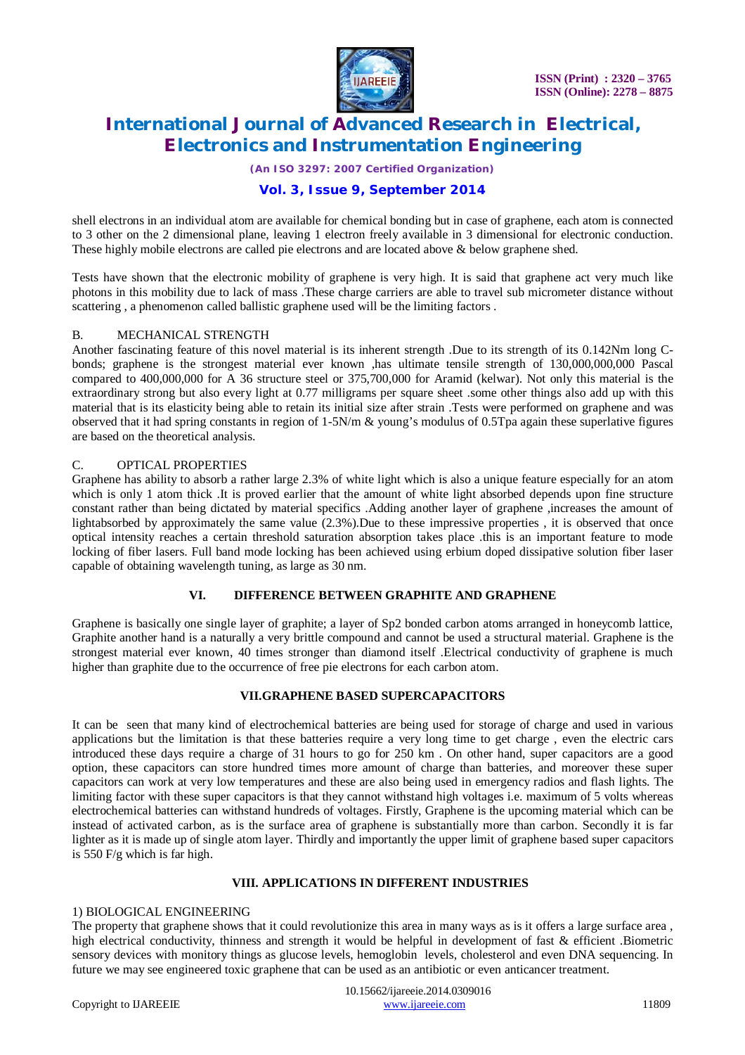shell electrons in an individual atom are available for chemical bonding but in case of graphene, each atom is connected to 3 other on the 2 dimensional plane, leaving 1 electron freely available in 3 dimensional for electronic conduction. These highly mobile electrons are called pie electrons and are located above & below graphene shed.

Tests have shown that the electronic mobility of graphene is very high. It is said that graphene act very much like photons in this mobility due to lack of mass .These charge carriers are able to travel sub micrometer distance without scattering , a phenomenon called ballistic graphene used will be the limiting factors .

B. MECHANICAL STRENGTH

Another fascinating feature of this novel material is its inherent strength .Due to its strength of its 0.142Nm long C-bonds; graphene is the strongest material ever known ,has ultimate tensile strength of 130,000,000,000 Pascal compared to 400,000,000 for A 36 structure steel or 375,700,000 for Aramid (kelwar). Not only this material is the extraordinary strong but also every light at 0.77 milligrams per square sheet .some other things also add up with this material that is its elasticity being able to retain its initial size after strain .Tests were performed on graphene and was observed that it had spring constants in region of 1-5N/m & young's modulus of 0.5Tpa again these superlative figures are based on the theoretical analysis.

C. OPTICAL PROPERTIES

Graphene has ability to absorb a rather large 2.3% of white light which is also a unique feature especially for an atom which is only 1 atom thick .It is proved earlier that the amount of white light absorbed depends upon fine structure constant rather than being dictated by material specifics .Adding another layer of graphene ,increases the amount of lightabsorbed by approximately the same value (2.3%).Due to these impressive properties , it is observed that once optical intensity reaches a certain threshold saturation absorption takes place .this is an important feature to mode locking of fiber lasers. Full band mode locking has been achieved using erbium doped dissipative solution fiber laser capable of obtaining wavelength tuning, as large as 30 nm.

## VI. DIFFERENCE BETWEEN GRAPHITE AND GRAPHENE

Graphene is basically one single layer of graphite; a layer of Sp2 bonded carbon atoms arranged in honeycomb lattice, Graphite another hand is a naturally a very brittle compound and cannot be used a structural material. Graphene is the strongest material ever known, 40 times stronger than diamond itself .Electrical conductivity of graphene is much higher than graphite due to the occurrence of free pie electrons for each carbon atom.

## VII.GRAPHENE BASED SUPERCAPACITORS

It can be seen that many kind of electrochemical batteries are being used for storage of charge and used in various applications but the limitation is that these batteries require a very long time to get charge , even the electric cars introduced these days require a charge of 31 hours to go for 250 km . On other hand, super capacitors are a good option, these capacitors can store hundred times more amount of charge than batteries, and moreover these super capacitors can work at very low temperatures and these are also being used in emergency radios and flash lights. The limiting factor with these super capacitors is that they cannot withstand high voltages i.e. maximum of 5 volts whereas electrochemical batteries can withstand hundreds of voltages. Firstly, Graphene is the upcoming material which can be used instead of activated carbon, as is the surface area of graphene is substantially more than carbon. Secondly it is far lighter as it is made up of single atom layer. Thirdly and importantly the upper limit of graphene based super capacitors is 550 F/g which is far high.

## VIII. APPLICATIONS IN DIFFERENT INDUSTRIES

1) BIOLOGICAL ENGINEERING

The property that graphene shows that it could revolutionize this area in many ways as is it offers a large surface area , high electrical conductivity, thinness and strength it would be helpful in development of fast & efficient .Biometric sensory devices with monitory things as glucose levels, hemoglobin levels, cholesterol and even DNA sequencing. In future we may see engineered toxic graphene that can be used as an antibiotic or even anticancer treatment.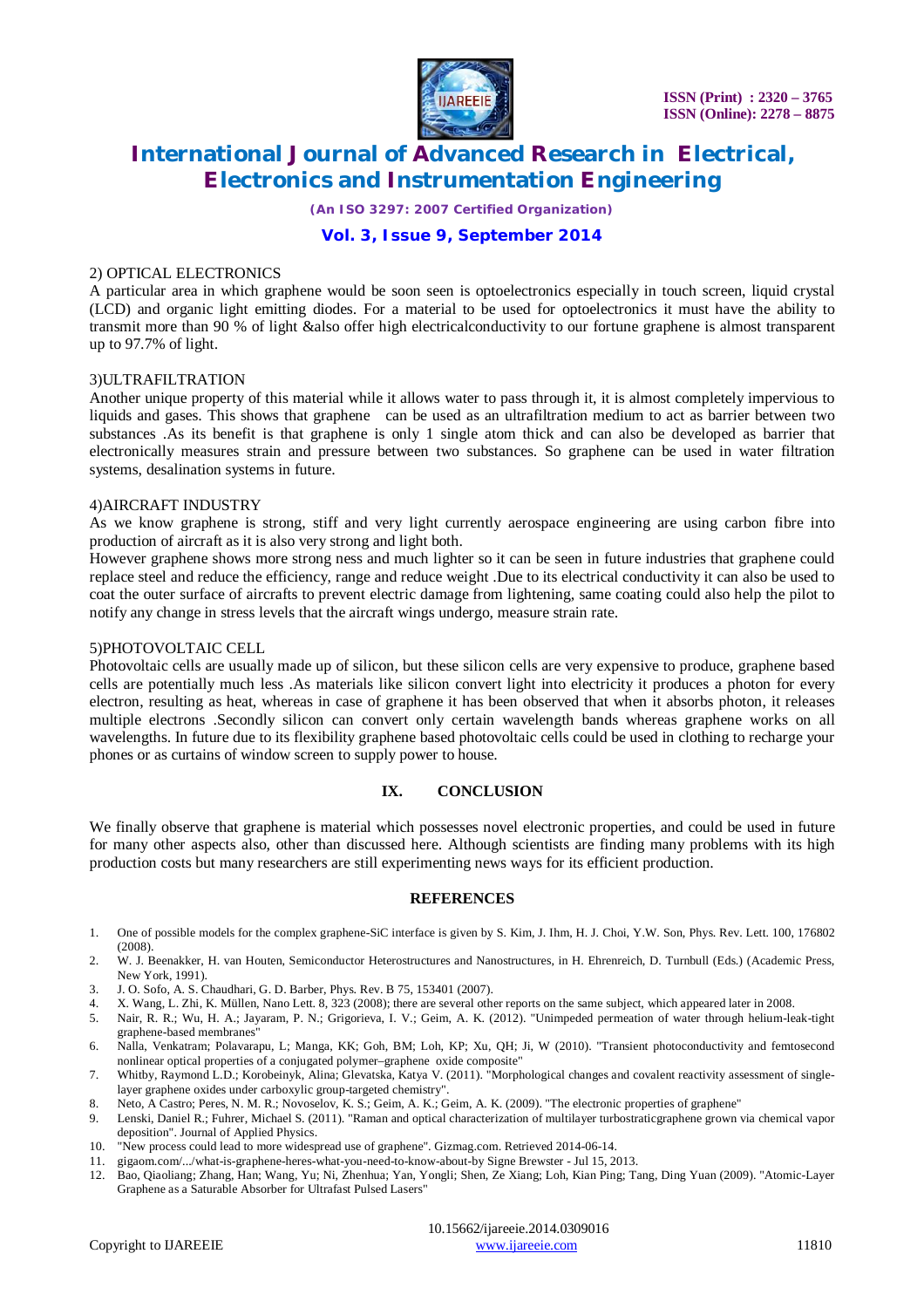2) OPTICAL ELECTRONICS

A particular area in which graphene would be soon seen is optoelectronics especially in touch screen, liquid crystal (LCD) and organic light emitting diodes. For a material to be used for optoelectronics it must have the ability to transmit more than 90 % of light &also offer high electricalconductivity to our fortune graphene is almost transparent up to 97.7% of light.

3)ULTRAFILTRATION

Another unique property of this material while it allows water to pass through it, it is almost completely impervious to liquids and gases. This shows that graphene can be used as an ultrafiltration medium to act as barrier between two substances .As its benefit is that graphene is only 1 single atom thick and can also be developed as barrier that electronically measures strain and pressure between two substances. So graphene can be used in water filtration systems, desalination systems in future.

4)AIRCRAFT INDUSTRY

As we know graphene is strong, stiff and very light currently aerospace engineering are using carbon fibre into production of aircraft as it is also very strong and light both.

However graphene shows more strong ness and much lighter so it can be seen in future industries that graphene could replace steel and reduce the efficiency, range and reduce weight .Due to its electrical conductivity it can also be used to coat the outer surface of aircrafts to prevent electric damage from lightening, same coating could also help the pilot to notify any change in stress levels that the aircraft wings undergo, measure strain rate.

5)PHOTOVOLTAIC CELL

Photovoltaic cells are usually made up of silicon, but these silicon cells are very expensive to produce, graphene based cells are potentially much less .As materials like silicon convert light into electricity it produces a photon for every electron, resulting as heat, whereas in case of graphene it has been observed that when it absorbs photon, it releases multiple electrons .Secondly silicon can convert only certain wavelength bands whereas graphene works on all wavelengths. In future due to its flexibility graphene based photovoltaic cells could be used in clothing to recharge your phones or as curtains of window screen to supply power to house.

## IX. CONCLUSION

We finally observe that graphene is material which possesses novel electronic properties, and could be used in future for many other aspects also, other than discussed here. Although scientists are finding many problems with its high production costs but many researchers are still experimenting news ways for its efficient production.

## REFERENCES

1. One of possible models for the complex graphene-SiC interface is given by S. Kim, J. Ihm, H. J. Choi, Y.W. Son, Phys. Rev. Lett. 100, 176802 (2008).
2. W. J. Beenakker, H. van Houten, Semiconductor Heterostructures and Nanostructures, in H. Ehrenreich, D. Turnbull (Eds.) (Academic Press, New York, 1991).
3. J. O. Sofo, A. S. Chaudhari, G. D. Barber, Phys. Rev. B 75, 153401 (2007).
4. X. Wang, L. Zhi, K. Müllen, Nano Lett. 8, 323 (2008); there are several other reports on the same subject, which appeared later in 2008.
5. Nair, R. R.; Wu, H. A.; Jayaram, P. N.; Grigorieva, I. V.; Geim, A. K. (2012). "Unimpeded permeation of water through helium-leak-tight graphene-based membranes"
6. Nalla, Venkatram; Polavarapu, L; Manga, KK; Goh, BM; Loh, KP; Xu, QH; Ji, W (2010). "Transient photoconductivity and femtosecond nonlinear optical properties of a conjugated polymer–graphene oxide composite"
7. Whitby, Raymond L.D.; Korobeinyk, Alina; Glevatska, Katya V. (2011). "Morphological changes and covalent reactivity assessment of single-layer graphene oxides under carboxylic group-targeted chemistry".
8. Neto, A Castro; Peres, N. M. R.; Novoselov, K. S.; Geim, A. K.; Geim, A. K. (2009). "The electronic properties of graphene"
9. Lenski, Daniel R.; Fuhrer, Michael S. (2011). "Raman and optical characterization of multilayer turbostraticgraphene grown via chemical vapor deposition". Journal of Applied Physics.
10. "New process could lead to more widespread use of graphene". Gizmag.com. Retrieved 2014-06-14.
11. gigaom.com/.../what-is-graphene-heres-what-you-need-to-know-about-by Signe Brewster - Jul 15, 2013.
12. Bao, Qiaoliang; Zhang, Han; Wang, Yu; Ni, Zhenhua; Yan, Yongli; Shen, Ze Xiang; Loh, Kian Ping; Tang, Ding Yuan (2009). "Atomic-Layer Graphene as a Saturable Absorber for Ultrafast Pulsed Lasers"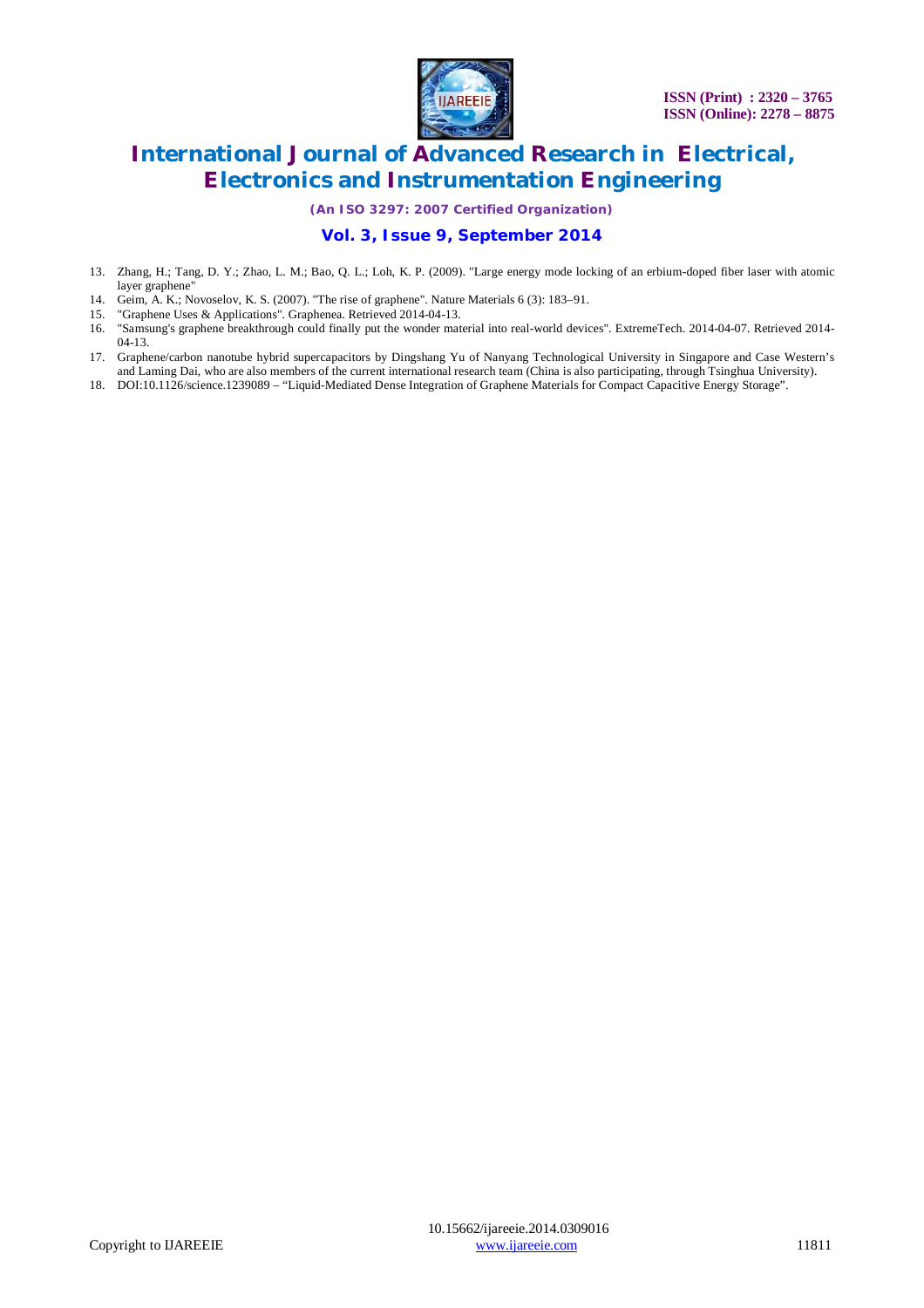13. Zhang, H.; Tang, D. Y.; Zhao, L. M.; Bao, Q. L.; Loh, K. P. (2009). "Large energy mode locking of an erbium-doped fiber laser with atomic layer graphene"
14. Geim, A. K.; Novoselov, K. S. (2007). "The rise of graphene". Nature Materials 6 (3): 183–91.
15. "Graphene Uses & Applications". Graphenea. Retrieved 2014-04-13.
16. "Samsung's graphene breakthrough could finally put the wonder material into real-world devices". ExtremeTech. 2014-04-07. Retrieved 2014-04-13.
17. Graphene/carbon nanotube hybrid supercapacitors by Dingshang Yu of Nanyang Technological University in Singapore and Case Western's and Laming Dai, who are also members of the current international research team (China is also participating, through Tsinghua University).
18. DOI:10.1126/science.1239089 – "Liquid-Mediated Dense Integration of Graphene Materials for Compact Capacitive Energy Storage".